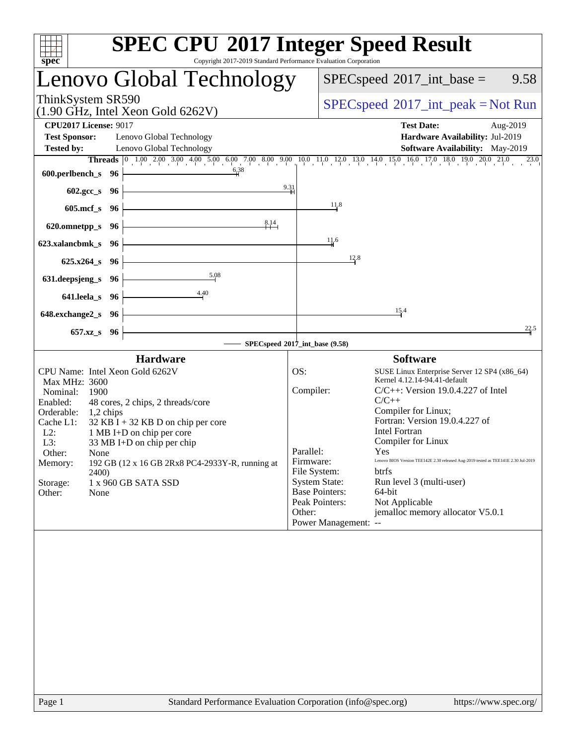# SPEC CPU 2017 Integer Speed Result

Copyright 2017-2019 Standard Performance Evaluation Corporation

## Lenovo Global Technology

ThinkSystem SR590
(1.90 GHz, Intel Xeon Gold 6262V)

SPECspeed 2017_int_base = 9.58

SPECspeed 2017_int_peak = Not Run

**CPU2017 License:** 9017
**Test Sponsor:** Lenovo Global Technology
**Tested by:** Lenovo Global Technology
**Test Date:** Aug-2019
**Hardware Availability:** Jul-2019
**Software Availability:** May-2019

| Benchmark | Threads | Base |
|---|---|---|
| 600.perlbench_s | 96 | 6.38 |
| 602.gcc_s | 96 | 9.31 |
| 605.mcf_s | 96 | 11.8 |
| 620.omnetpp_s | 96 | 8.14 |
| 623.xalancbmk_s | 96 | 11.6 |
| 625.x264_s | 96 | 12.8 |
| 631.deepsjeng_s | 96 | 5.08 |
| 641.leela_s | 96 | 4.40 |
| 648.exchange2_s | 96 | 15.4 |
| 657.xz_s | 96 | 22.5 |

SPECspeed 2017_int_base (9.58)

### Hardware

| | |
|---|---|
| CPU Name: | Intel Xeon Gold 6262V |
| Max MHz: | 3600 |
| Nominal: | 1900 |
| Enabled: | 48 cores, 2 chips, 2 threads/core |
| Orderable: | 1,2 chips |
| Cache L1: | 32 KB I + 32 KB D on chip per core |
| L2: | 1 MB I+D on chip per core |
| L3: | 33 MB I+D on chip per chip |
| Other: | None |
| Memory: | 192 GB (12 x 16 GB 2Rx8 PC4-2933Y-R, running at 2400) |
| Storage: | 1 x 960 GB SATA SSD |
| Other: | None |

### Software

| | |
|---|---|
| OS: | SUSE Linux Enterprise Server 12 SP4 (x86_64) Kernel 4.12.14-94.41-default |
| Compiler: | C/C++: Version 19.0.4.227 of Intel C/C++ Compiler for Linux; Fortran: Version 19.0.4.227 of Intel Fortran Compiler for Linux |
| Parallel: | Yes |
| Firmware: | Lenovo BIOS Version TEE142E 2.30 released Aug-2019 tested as TEE141E 2.30 Jul-2019 |
| File System: | btrfs |
| System State: | Run level 3 (multi-user) |
| Base Pointers: | 64-bit |
| Peak Pointers: | Not Applicable |
| Other: | jemalloc memory allocator V5.0.1 |
| Power Management: | -- |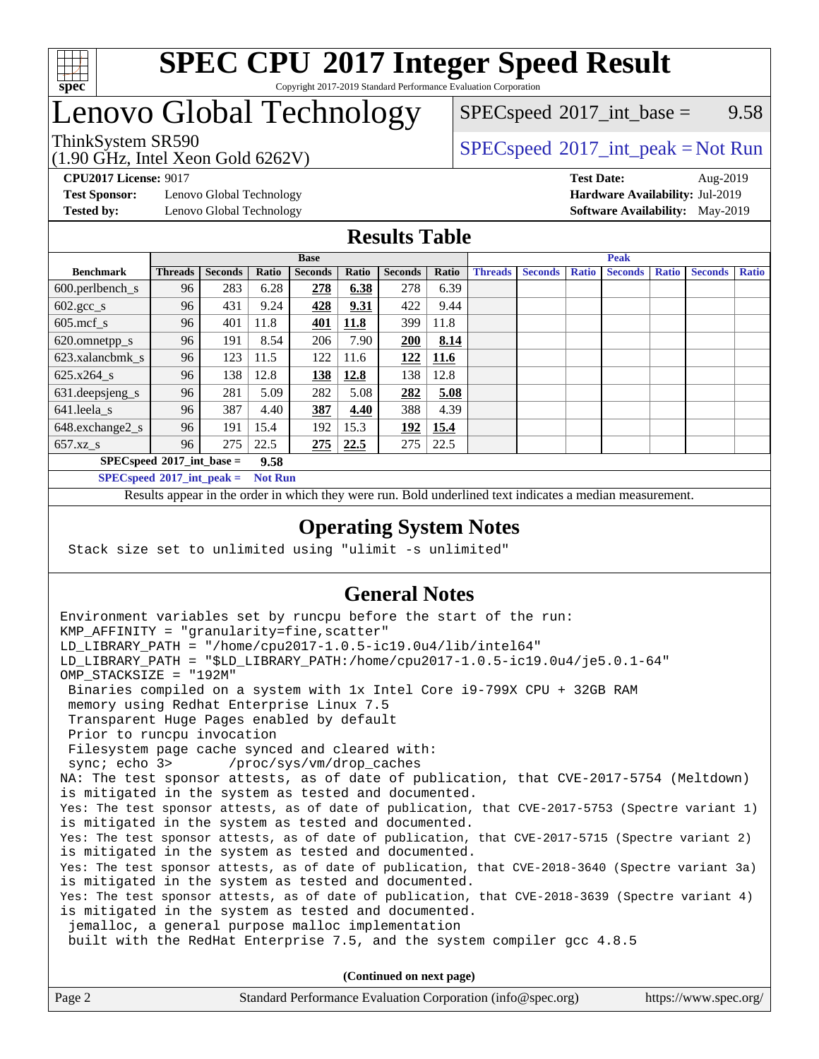# SPEC CPU 2017 Integer Speed Result

Copyright 2017-2019 Standard Performance Evaluation Corporation

# Lenovo Global Technology

ThinkSystem SR590
(1.90 GHz, Intel Xeon Gold 6262V)

SPECspeed 2017_int_base = 9.58

SPECspeed 2017_int_peak = Not Run

**CPU2017 License:** 9017
**Test Sponsor:** Lenovo Global Technology
**Tested by:** Lenovo Global Technology

**Test Date:** Aug-2019
**Hardware Availability:** Jul-2019
**Software Availability:** May-2019

## Results Table

| Benchmark | Base | | | | | | | Peak | | | | | | |
|---|---|---|---|---|---|---|---|---|---|---|---|---|---|---|
| | Threads | Seconds | Ratio | Seconds | Ratio | Seconds | Ratio | Threads | Seconds | Ratio | Seconds | Ratio | Seconds | Ratio |
| 600.perlbench_s | 96 | 283 | 6.28 | **278** | **6.38** | 278 | 6.39 | | | | | | | |
| 602.gcc_s | 96 | 431 | 9.24 | **428** | **9.31** | 422 | 9.44 | | | | | | | |
| 605.mcf_s | 96 | 401 | 11.8 | **401** | **11.8** | 399 | 11.8 | | | | | | | |
| 620.omnetpp_s | 96 | 191 | 8.54 | 206 | 7.90 | **200** | **8.14** | | | | | | | |
| 623.xalancbmk_s | 96 | 123 | 11.5 | 122 | 11.6 | **122** | **11.6** | | | | | | | |
| 625.x264_s | 96 | 138 | 12.8 | **138** | **12.8** | 138 | 12.8 | | | | | | | |
| 631.deepsjeng_s | 96 | 281 | 5.09 | 282 | 5.08 | **282** | **5.08** | | | | | | | |
| 641.leela_s | 96 | 387 | 4.40 | **387** | **4.40** | 388 | 4.39 | | | | | | | |
| 648.exchange2_s | 96 | 191 | 15.4 | 192 | 15.3 | **192** | **15.4** | | | | | | | |
| 657.xz_s | 96 | 275 | 22.5 | **275** | **22.5** | 275 | 22.5 | | | | | | | |

**SPECspeed 2017_int_base = 9.58**

**SPECspeed 2017_int_peak = Not Run**

Results appear in the order in which they were run. Bold underlined text indicates a median measurement.

## Operating System Notes

```
Stack size set to unlimited using "ulimit -s unlimited"
```

## General Notes

```
Environment variables set by runcpu before the start of the run:
KMP_AFFINITY = "granularity=fine,scatter"
LD_LIBRARY_PATH = "/home/cpu2017-1.0.5-ic19.0u4/lib/intel64"
LD_LIBRARY_PATH = "$LD_LIBRARY_PATH:/home/cpu2017-1.0.5-ic19.0u4/je5.0.1-64"
OMP_STACKSIZE = "192M"
 Binaries compiled on a system with 1x Intel Core i9-799X CPU + 32GB RAM
 memory using Redhat Enterprise Linux 7.5
 Transparent Huge Pages enabled by default
 Prior to runcpu invocation
 Filesystem page cache synced and cleared with:
 sync; echo 3>       /proc/sys/vm/drop_caches
NA: The test sponsor attests, as of date of publication, that CVE-2017-5754 (Meltdown)
is mitigated in the system as tested and documented.
Yes: The test sponsor attests, as of date of publication, that CVE-2017-5753 (Spectre variant 1)
is mitigated in the system as tested and documented.
Yes: The test sponsor attests, as of date of publication, that CVE-2017-5715 (Spectre variant 2)
is mitigated in the system as tested and documented.
Yes: The test sponsor attests, as of date of publication, that CVE-2018-3640 (Spectre variant 3a)
is mitigated in the system as tested and documented.
Yes: The test sponsor attests, as of date of publication, that CVE-2018-3639 (Spectre variant 4)
is mitigated in the system as tested and documented.
 jemalloc, a general purpose malloc implementation
 built with the RedHat Enterprise 7.5, and the system compiler gcc 4.8.5
```

**(Continued on next page)**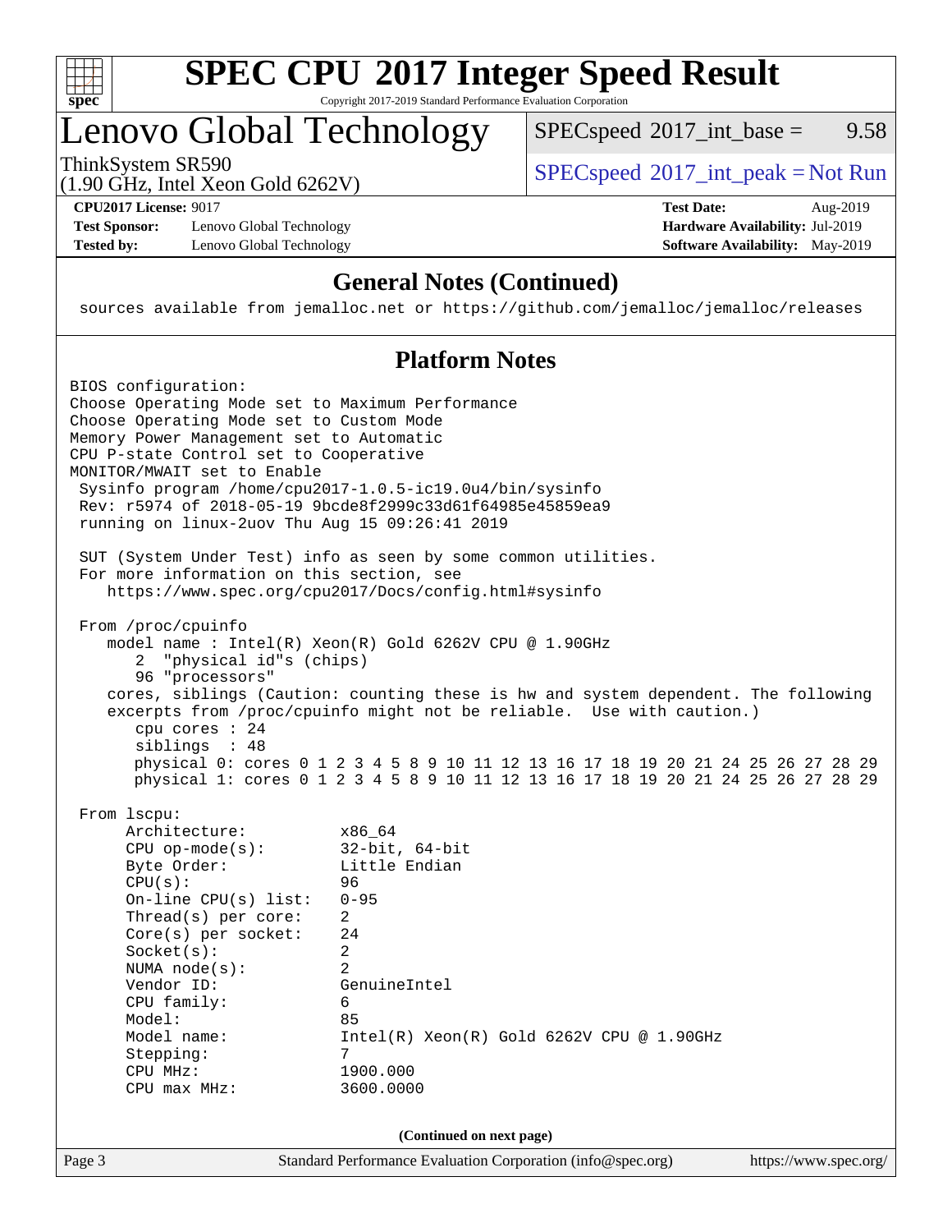# SPEC CPU 2017 Integer Speed Result

Copyright 2017-2019 Standard Performance Evaluation Corporation

## Lenovo Global Technology

ThinkSystem SR590
(1.90 GHz, Intel Xeon Gold 6262V)

SPECspeed 2017_int_base = 9.58

SPECspeed 2017_int_peak = Not Run

**CPU2017 License:** 9017
**Test Sponsor:** Lenovo Global Technology
**Tested by:** Lenovo Global Technology

**Test Date:** Aug-2019
**Hardware Availability:** Jul-2019
**Software Availability:** May-2019

### General Notes (Continued)

```
sources available from jemalloc.net or https://github.com/jemalloc/jemalloc/releases
```

### Platform Notes

```
BIOS configuration:
Choose Operating Mode set to Maximum Performance
Choose Operating Mode set to Custom Mode
Memory Power Management set to Automatic
CPU P-state Control set to Cooperative
MONITOR/MWAIT set to Enable
 Sysinfo program /home/cpu2017-1.0.5-ic19.0u4/bin/sysinfo
 Rev: r5974 of 2018-05-19 9bcde8f2999c33d61f64985e45859ea9
 running on linux-2uov Thu Aug 15 09:26:41 2019

 SUT (System Under Test) info as seen by some common utilities.
 For more information on this section, see
    https://www.spec.org/cpu2017/Docs/config.html#sysinfo

 From /proc/cpuinfo
    model name : Intel(R) Xeon(R) Gold 6262V CPU @ 1.90GHz
       2  "physical id"s (chips)
       96 "processors"
    cores, siblings (Caution: counting these is hw and system dependent. The following
    excerpts from /proc/cpuinfo might not be reliable.  Use with caution.)
       cpu cores : 24
       siblings  : 48
       physical 0: cores 0 1 2 3 4 5 8 9 10 11 12 13 16 17 18 19 20 21 24 25 26 27 28 29
       physical 1: cores 0 1 2 3 4 5 8 9 10 11 12 13 16 17 18 19 20 21 24 25 26 27 28 29

 From lscpu:
     Architecture:          x86_64
     CPU op-mode(s):        32-bit, 64-bit
     Byte Order:            Little Endian
     CPU(s):                96
     On-line CPU(s) list:   0-95
     Thread(s) per core:    2
     Core(s) per socket:    24
     Socket(s):             2
     NUMA node(s):          2
     Vendor ID:             GenuineIntel
     CPU family:            6
     Model:                 85
     Model name:            Intel(R) Xeon(R) Gold 6262V CPU @ 1.90GHz
     Stepping:              7
     CPU MHz:               1900.000
     CPU max MHz:           3600.0000
```

(Continued on next page)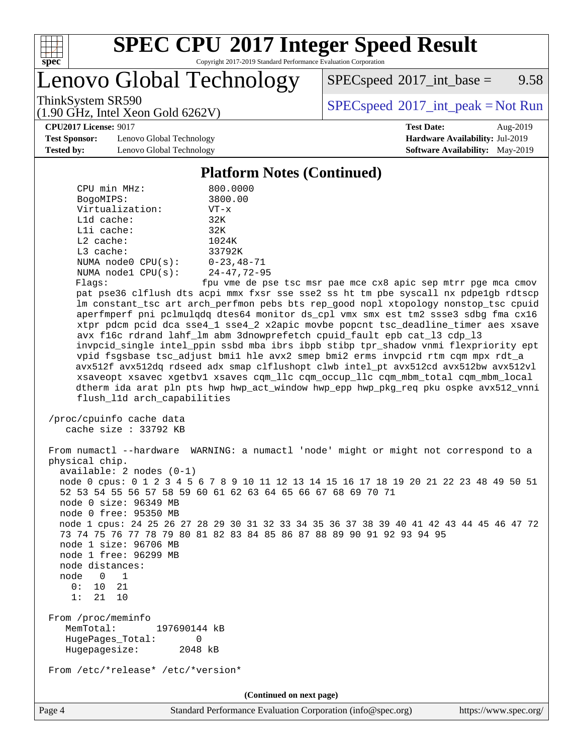## Platform Notes (Continued)

```
     CPU min MHz:            800.0000
     BogoMIPS:               3800.00
     Virtualization:         VT-x
     L1d cache:              32K
     L1i cache:              32K
     L2 cache:               1024K
     L3 cache:               33792K
     NUMA node0 CPU(s):      0-23,48-71
     NUMA node1 CPU(s):      24-47,72-95
     Flags:                  fpu vme de pse tsc msr pae mce cx8 apic sep mtrr pge mca cmov
     pat pse36 clflush dts acpi mmx fxsr sse sse2 ss ht tm pbe syscall nx pdpe1gb rdtscp
     lm constant_tsc art arch_perfmon pebs bts rep_good nopl xtopology nonstop_tsc cpuid
     aperfmperf pni pclmulqdq dtes64 monitor ds_cpl vmx smx est tm2 ssse3 sdbg fma cx16
     xtpr pdcm pcid dca sse4_1 sse4_2 x2apic movbe popcnt tsc_deadline_timer aes xsave
     avx f16c rdrand lahf_lm abm 3dnowprefetch cpuid_fault epb cat_l3 cdp_l3
     invpcid_single intel_ppin ssbd mba ibrs ibpb stibp tpr_shadow vnmi flexpriority ept
     vpid fsgsbase tsc_adjust bmi1 hle avx2 smep bmi2 erms invpcid rtm cqm mpx rdt_a
     avx512f avx512dq rdseed adx smap clflushopt clwb intel_pt avx512cd avx512bw avx512vl
     xsaveopt xsavec xgetbv1 xsaves cqm_llc cqm_occup_llc cqm_mbm_total cqm_mbm_local
     dtherm ida arat pln pts hwp hwp_act_window hwp_epp hwp_pkg_req pku ospke avx512_vnni
     flush_l1d arch_capabilities

 /proc/cpuinfo cache data
    cache size : 33792 KB

 From numactl --hardware  WARNING: a numactl 'node' might or might not correspond to a
 physical chip.
   available: 2 nodes (0-1)
   node 0 cpus: 0 1 2 3 4 5 6 7 8 9 10 11 12 13 14 15 16 17 18 19 20 21 22 23 48 49 50 51
   52 53 54 55 56 57 58 59 60 61 62 63 64 65 66 67 68 69 70 71
   node 0 size: 96349 MB
   node 0 free: 95350 MB
   node 1 cpus: 24 25 26 27 28 29 30 31 32 33 34 35 36 37 38 39 40 41 42 43 44 45 46 47 72
   73 74 75 76 77 78 79 80 81 82 83 84 85 86 87 88 89 90 91 92 93 94 95
   node 1 size: 96706 MB
   node 1 free: 96299 MB
   node distances:
   node   0   1
     0:  10  21
     1:  21  10

 From /proc/meminfo
    MemTotal:       197690144 kB
    HugePages_Total:       0
    Hugepagesize:       2048 kB

 From /etc/*release* /etc/*version*
```

(Continued on next page)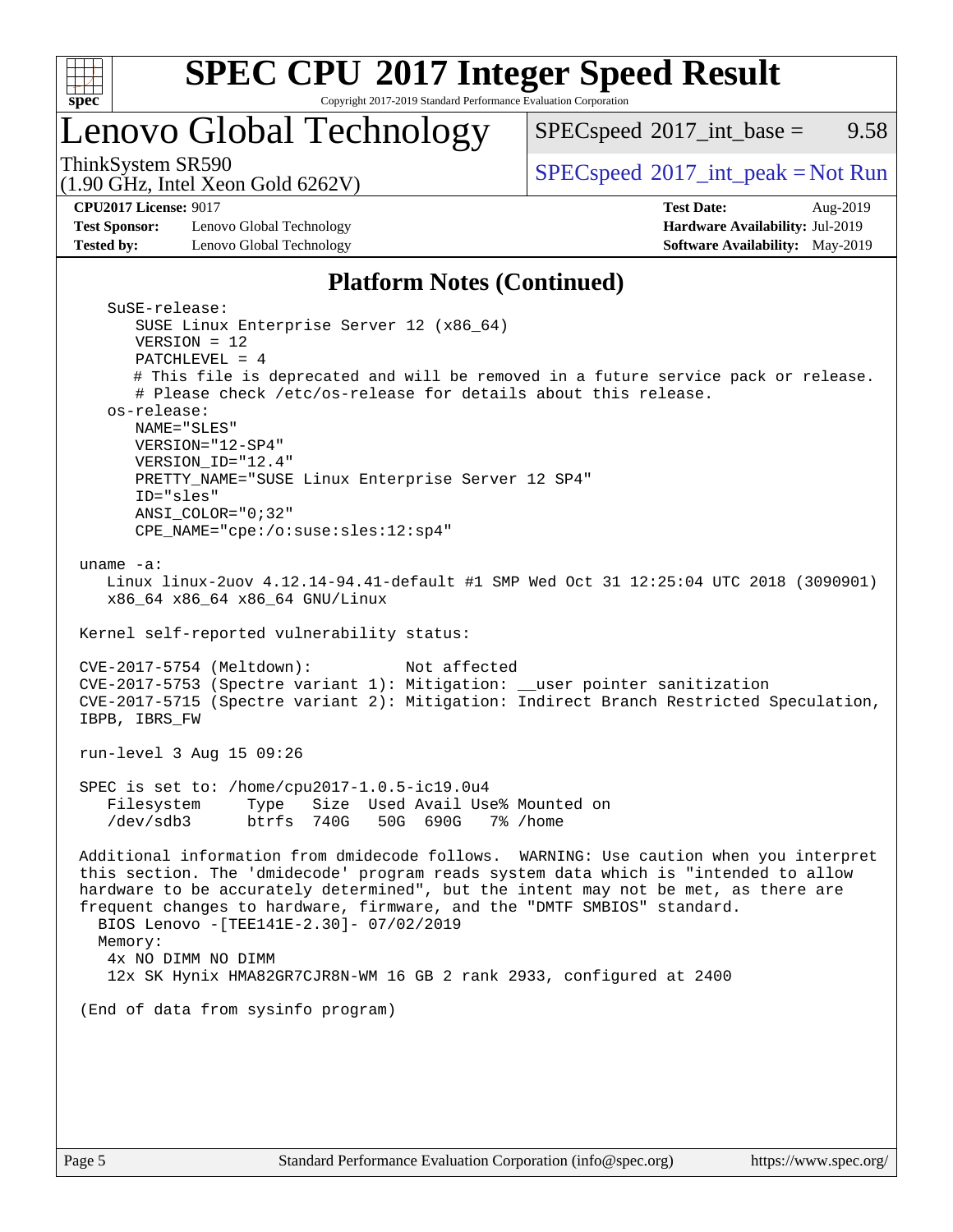## Platform Notes (Continued)

```
    SuSE-release:
       SUSE Linux Enterprise Server 12 (x86_64)
       VERSION = 12
       PATCHLEVEL = 4
       # This file is deprecated and will be removed in a future service pack or release.
       # Please check /etc/os-release for details about this release.
    os-release:
       NAME="SLES"
       VERSION="12-SP4"
       VERSION_ID="12.4"
       PRETTY_NAME="SUSE Linux Enterprise Server 12 SP4"
       ID="sles"
       ANSI_COLOR="0;32"
       CPE_NAME="cpe:/o:suse:sles:12:sp4"

 uname -a:
    Linux linux-2uov 4.12.14-94.41-default #1 SMP Wed Oct 31 12:25:04 UTC 2018 (3090901)
    x86_64 x86_64 x86_64 GNU/Linux

 Kernel self-reported vulnerability status:

 CVE-2017-5754 (Meltdown):          Not affected
 CVE-2017-5753 (Spectre variant 1): Mitigation: __user pointer sanitization
 CVE-2017-5715 (Spectre variant 2): Mitigation: Indirect Branch Restricted Speculation,
 IBPB, IBRS_FW

 run-level 3 Aug 15 09:26

 SPEC is set to: /home/cpu2017-1.0.5-ic19.0u4
    Filesystem     Type   Size  Used Avail Use% Mounted on
    /dev/sdb3      btrfs  740G   50G  690G   7% /home

 Additional information from dmidecode follows.  WARNING: Use caution when you interpret
 this section. The 'dmidecode' program reads system data which is "intended to allow
 hardware to be accurately determined", but the intent may not be met, as there are
 frequent changes to hardware, firmware, and the "DMTF SMBIOS" standard.
   BIOS Lenovo -[TEE141E-2.30]- 07/02/2019
   Memory:
    4x NO DIMM NO DIMM
    12x SK Hynix HMA82GR7CJR8N-WM 16 GB 2 rank 2933, configured at 2400

 (End of data from sysinfo program)
```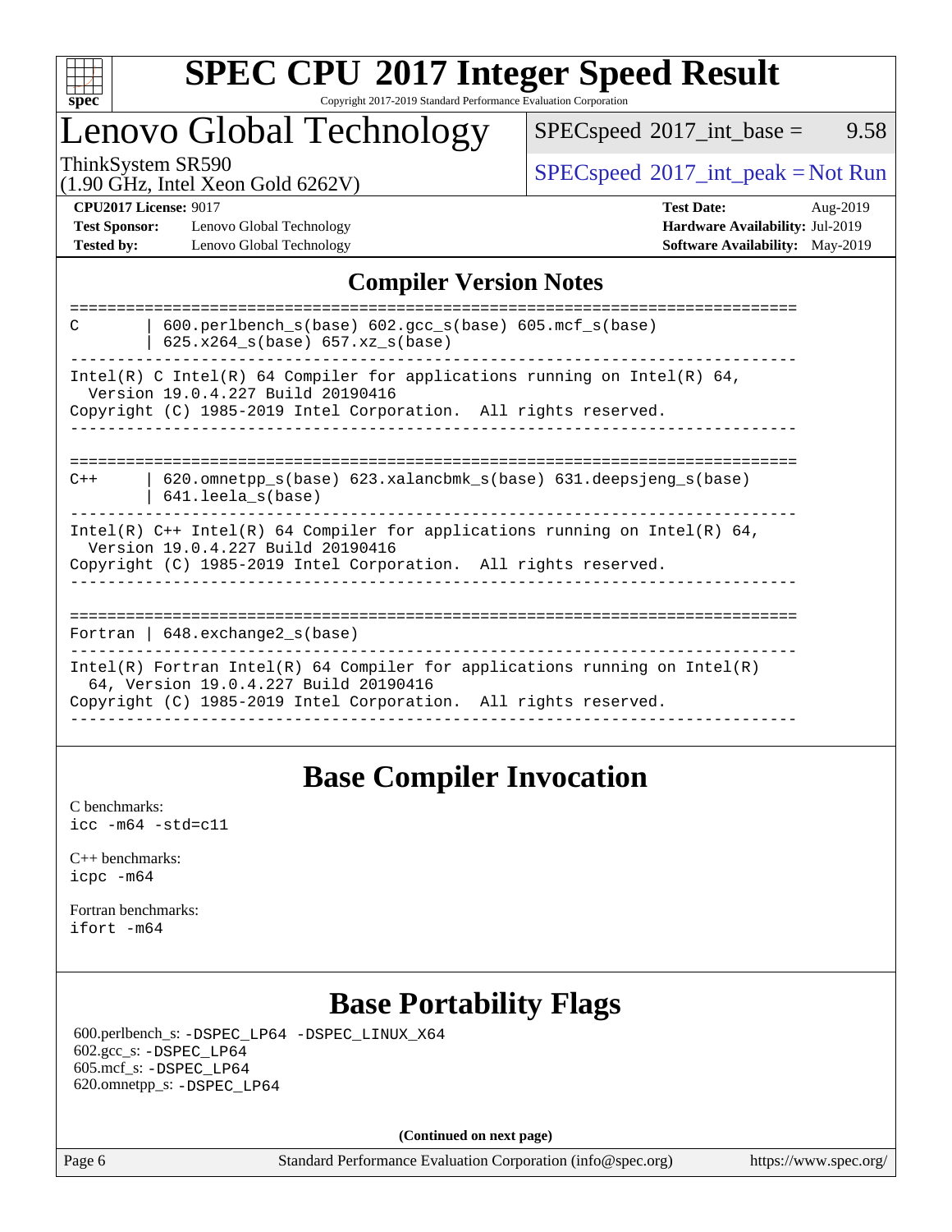# SPEC CPU 2017 Integer Speed Result

Copyright 2017-2019 Standard Performance Evaluation Corporation

## Lenovo Global Technology

ThinkSystem SR590
(1.90 GHz, Intel Xeon Gold 6262V)

SPECspeed 2017_int_base = 9.58

SPECspeed 2017_int_peak = Not Run

**CPU2017 License:** 9017
**Test Sponsor:** Lenovo Global Technology
**Tested by:** Lenovo Global Technology

**Test Date:** Aug-2019
**Hardware Availability:** Jul-2019
**Software Availability:** May-2019

## Compiler Version Notes

```
==============================================================================
C       | 600.perlbench_s(base) 602.gcc_s(base) 605.mcf_s(base)
        | 625.x264_s(base) 657.xz_s(base)
------------------------------------------------------------------------------
Intel(R) C Intel(R) 64 Compiler for applications running on Intel(R) 64,
  Version 19.0.4.227 Build 20190416
Copyright (C) 1985-2019 Intel Corporation.  All rights reserved.
------------------------------------------------------------------------------

==============================================================================
C++     | 620.omnetpp_s(base) 623.xalancbmk_s(base) 631.deepsjeng_s(base)
        | 641.leela_s(base)
------------------------------------------------------------------------------
Intel(R) C++ Intel(R) 64 Compiler for applications running on Intel(R) 64,
  Version 19.0.4.227 Build 20190416
Copyright (C) 1985-2019 Intel Corporation.  All rights reserved.
------------------------------------------------------------------------------

==============================================================================
Fortran | 648.exchange2_s(base)
------------------------------------------------------------------------------
Intel(R) Fortran Intel(R) 64 Compiler for applications running on Intel(R)
  64, Version 19.0.4.227 Build 20190416
Copyright (C) 1985-2019 Intel Corporation.  All rights reserved.
------------------------------------------------------------------------------
```

## Base Compiler Invocation

C benchmarks:
`icc -m64 -std=c11`

C++ benchmarks:
`icpc -m64`

Fortran benchmarks:
`ifort -m64`

## Base Portability Flags

600.perlbench_s: `-DSPEC_LP64 -DSPEC_LINUX_X64`
602.gcc_s: `-DSPEC_LP64`
605.mcf_s: `-DSPEC_LP64`
620.omnetpp_s: `-DSPEC_LP64`

**(Continued on next page)**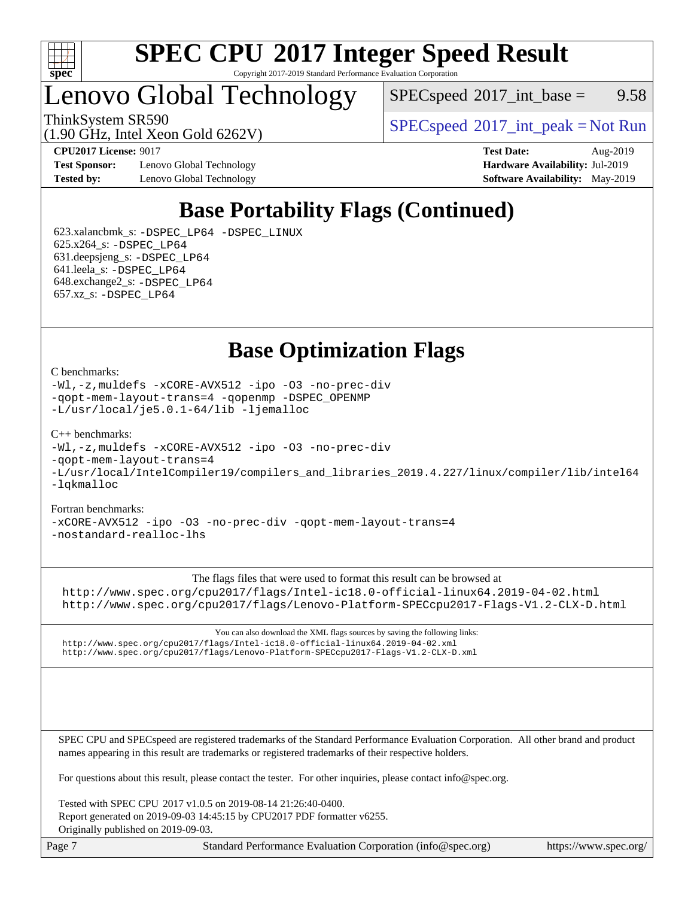# SPEC CPU 2017 Integer Speed Result

Copyright 2017-2019 Standard Performance Evaluation Corporation

# Lenovo Global Technology

ThinkSystem SR590
(1.90 GHz, Intel Xeon Gold 6262V)

SPECspeed 2017_int_base = 9.58

SPECspeed 2017_int_peak = Not Run

**CPU2017 License:** 9017
**Test Sponsor:** Lenovo Global Technology
**Tested by:** Lenovo Global Technology

**Test Date:** Aug-2019
**Hardware Availability:** Jul-2019
**Software Availability:** May-2019

## Base Portability Flags (Continued)

623.xalancbmk_s: -DSPEC_LP64 -DSPEC_LINUX
625.x264_s: -DSPEC_LP64
631.deepsjeng_s: -DSPEC_LP64
641.leela_s: -DSPEC_LP64
648.exchange2_s: -DSPEC_LP64
657.xz_s: -DSPEC_LP64

## Base Optimization Flags

C benchmarks:
```
-Wl,-z,muldefs -xCORE-AVX512 -ipo -O3 -no-prec-div
-qopt-mem-layout-trans=4 -qopenmp -DSPEC_OPENMP
-L/usr/local/je5.0.1-64/lib -ljemalloc
```

C++ benchmarks:
```
-Wl,-z,muldefs -xCORE-AVX512 -ipo -O3 -no-prec-div
-qopt-mem-layout-trans=4
-L/usr/local/IntelCompiler19/compilers_and_libraries_2019.4.227/linux/compiler/lib/intel64
-lqkmalloc
```

Fortran benchmarks:
```
-xCORE-AVX512 -ipo -O3 -no-prec-div -qopt-mem-layout-trans=4
-nostandard-realloc-lhs
```

The flags files that were used to format this result can be browsed at
http://www.spec.org/cpu2017/flags/Intel-ic18.0-official-linux64.2019-04-02.html
http://www.spec.org/cpu2017/flags/Lenovo-Platform-SPECcpu2017-Flags-V1.2-CLX-D.html

You can also download the XML flags sources by saving the following links:
http://www.spec.org/cpu2017/flags/Intel-ic18.0-official-linux64.2019-04-02.xml
http://www.spec.org/cpu2017/flags/Lenovo-Platform-SPECcpu2017-Flags-V1.2-CLX-D.xml

SPEC CPU and SPECspeed are registered trademarks of the Standard Performance Evaluation Corporation. All other brand and product names appearing in this result are trademarks or registered trademarks of their respective holders.

For questions about this result, please contact the tester. For other inquiries, please contact info@spec.org.

Tested with SPEC CPU 2017 v1.0.5 on 2019-08-14 21:26:40-0400.
Report generated on 2019-09-03 14:45:15 by CPU2017 PDF formatter v6255.
Originally published on 2019-09-03.